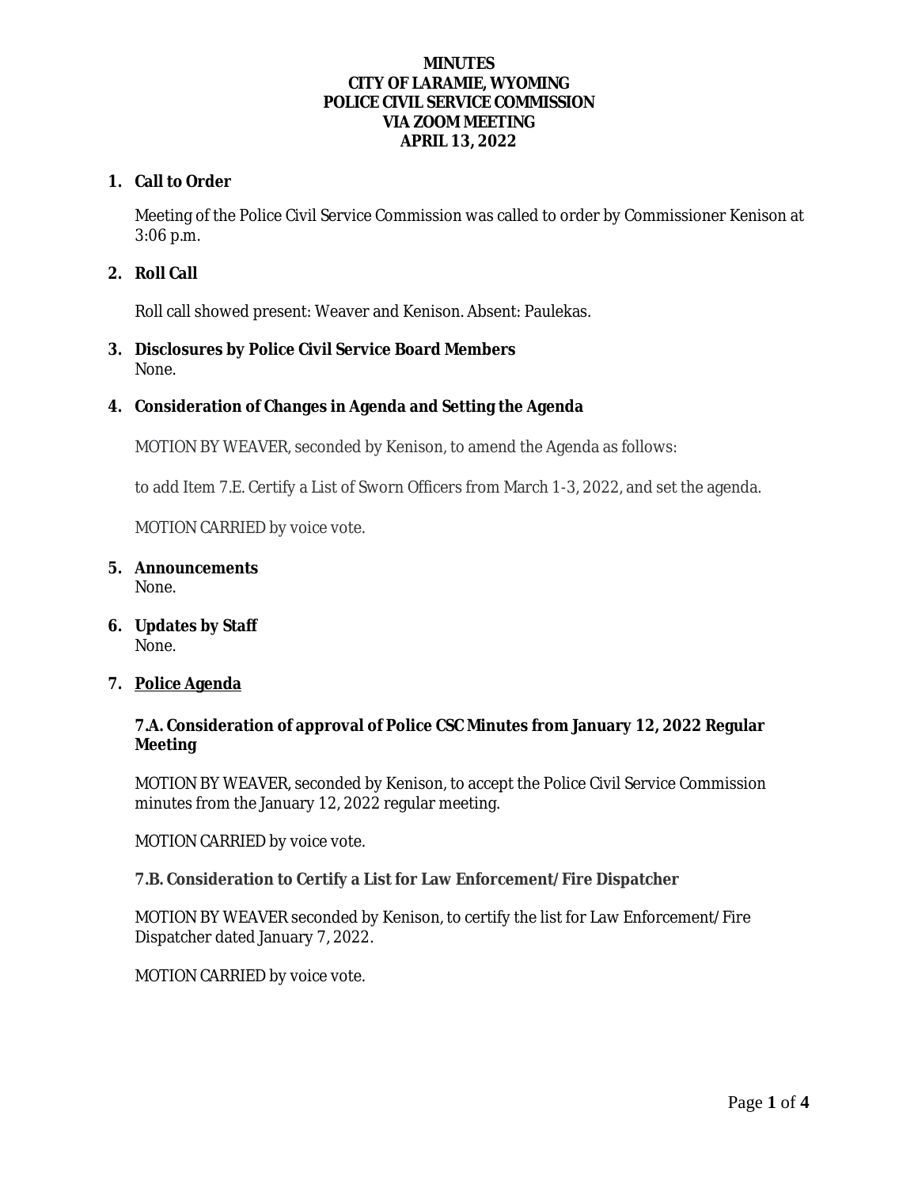# MINUTES
# CITY OF LARAMIE, WYOMING
# POLICE CIVIL SERVICE COMMISSION
# VIA ZOOM MEETING
# APRIL 13, 2022

## 1. Call to Order

Meeting of the Police Civil Service Commission was called to order by Commissioner Kenison at 3:06 p.m.

## 2. Roll Call

Roll call showed present: Weaver and Kenison. Absent: Paulekas.

## 3. Disclosures by Police Civil Service Board Members

None.

## 4. Consideration of Changes in Agenda and Setting the Agenda

MOTION BY WEAVER, seconded by Kenison, to amend the Agenda as follows:

to add Item 7.E. Certify a List of Sworn Officers from March 1-3, 2022, and set the agenda.

MOTION CARRIED by voice vote.

## 5. Announcements

None.

## 6. Updates by Staff

None.

## 7. Police Agenda

### 7.A. Consideration of approval of Police CSC Minutes from January 12, 2022 Regular Meeting

MOTION BY WEAVER, seconded by Kenison, to accept the Police Civil Service Commission minutes from the January 12, 2022 regular meeting.

MOTION CARRIED by voice vote.

### 7.B. Consideration to Certify a List for Law Enforcement/Fire Dispatcher

MOTION BY WEAVER seconded by Kenison, to certify the list for Law Enforcement/Fire Dispatcher dated January 7, 2022.

MOTION CARRIED by voice vote.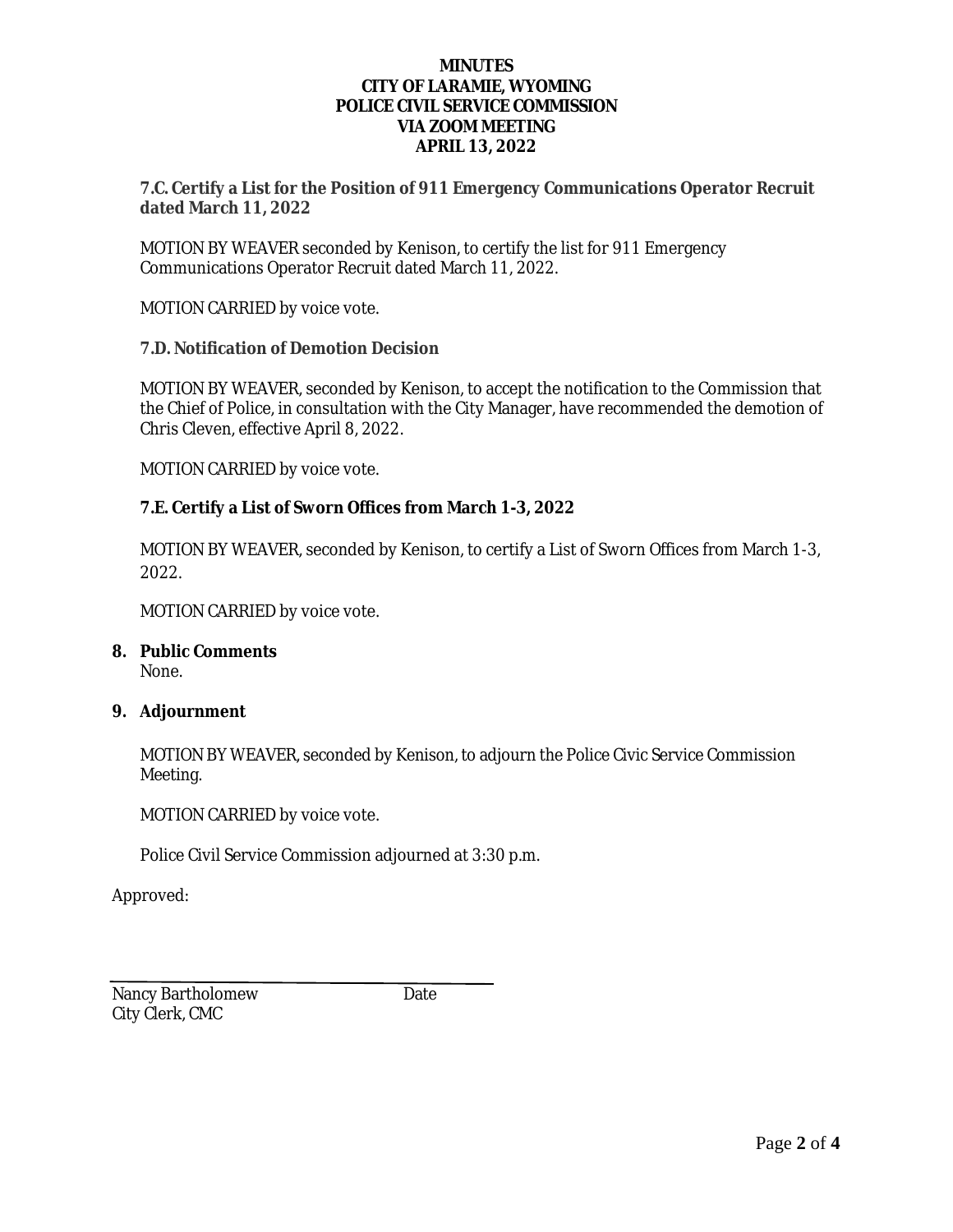**MINUTES**
**CITY OF LARAMIE, WYOMING**
**POLICE CIVIL SERVICE COMMISSION**
**VIA ZOOM MEETING**
**APRIL 13, 2022**

### 7.C. Certify a List for the Position of 911 Emergency Communications Operator Recruit dated March 11, 2022

MOTION BY WEAVER seconded by Kenison, to certify the list for 911 Emergency Communications Operator Recruit dated March 11, 2022.

MOTION CARRIED by voice vote.

### 7.D. Notification of Demotion Decision

MOTION BY WEAVER, seconded by Kenison, to accept the notification to the Commission that the Chief of Police, in consultation with the City Manager, have recommended the demotion of Chris Cleven, effective April 8, 2022.

MOTION CARRIED by voice vote.

### 7.E. Certify a List of Sworn Offices from March 1-3, 2022

MOTION BY WEAVER, seconded by Kenison, to certify a List of Sworn Offices from March 1-3, 2022.

MOTION CARRIED by voice vote.

## 8. Public Comments

None.

## 9. Adjournment

MOTION BY WEAVER, seconded by Kenison, to adjourn the Police Civic Service Commission Meeting.

MOTION CARRIED by voice vote.

Police Civil Service Commission adjourned at 3:30 p.m.

Approved:

Nancy Bartholomew　　　　Date
City Clerk, CMC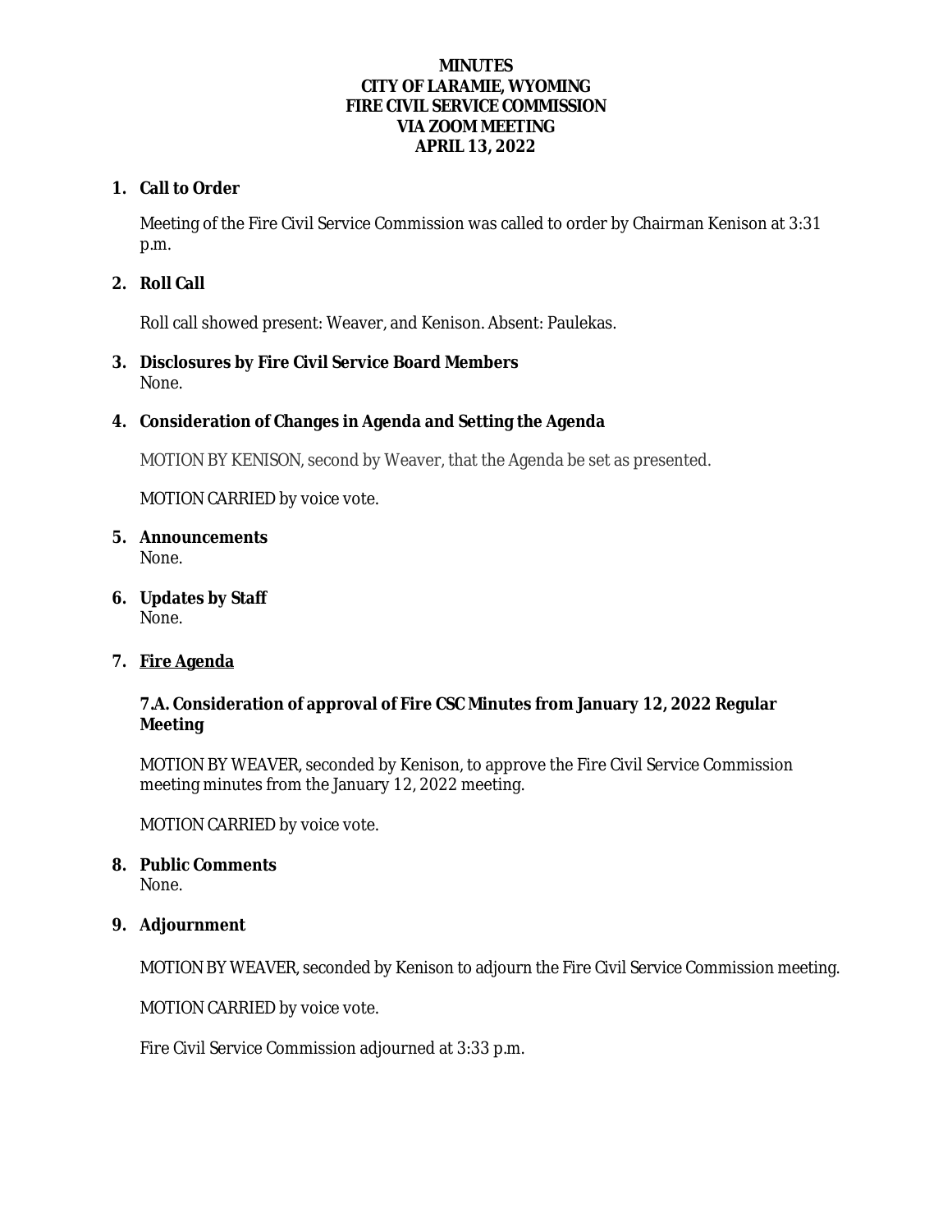**MINUTES**
**CITY OF LARAMIE, WYOMING**
**FIRE CIVIL SERVICE COMMISSION**
**VIA ZOOM MEETING**
**APRIL 13, 2022**

**1. Call to Order**

Meeting of the Fire Civil Service Commission was called to order by Chairman Kenison at 3:31 p.m.

**2. Roll Call**

Roll call showed present: Weaver, and Kenison. Absent: Paulekas.

**3. Disclosures by Fire Civil Service Board Members**
None.

**4. Consideration of Changes in Agenda and Setting the Agenda**

MOTION BY KENISON, second by Weaver, that the Agenda be set as presented.

MOTION CARRIED by voice vote.

**5. Announcements**
None.

**6. Updates by Staff**
None.

**7. <u>Fire Agenda</u>**

**7.A. Consideration of approval of Fire CSC Minutes from January 12, 2022 Regular Meeting**

MOTION BY WEAVER, seconded by Kenison, to approve the Fire Civil Service Commission meeting minutes from the January 12, 2022 meeting.

MOTION CARRIED by voice vote.

**8. Public Comments**
None.

**9. Adjournment**

MOTION BY WEAVER, seconded by Kenison to adjourn the Fire Civil Service Commission meeting.

MOTION CARRIED by voice vote.

Fire Civil Service Commission adjourned at 3:33 p.m.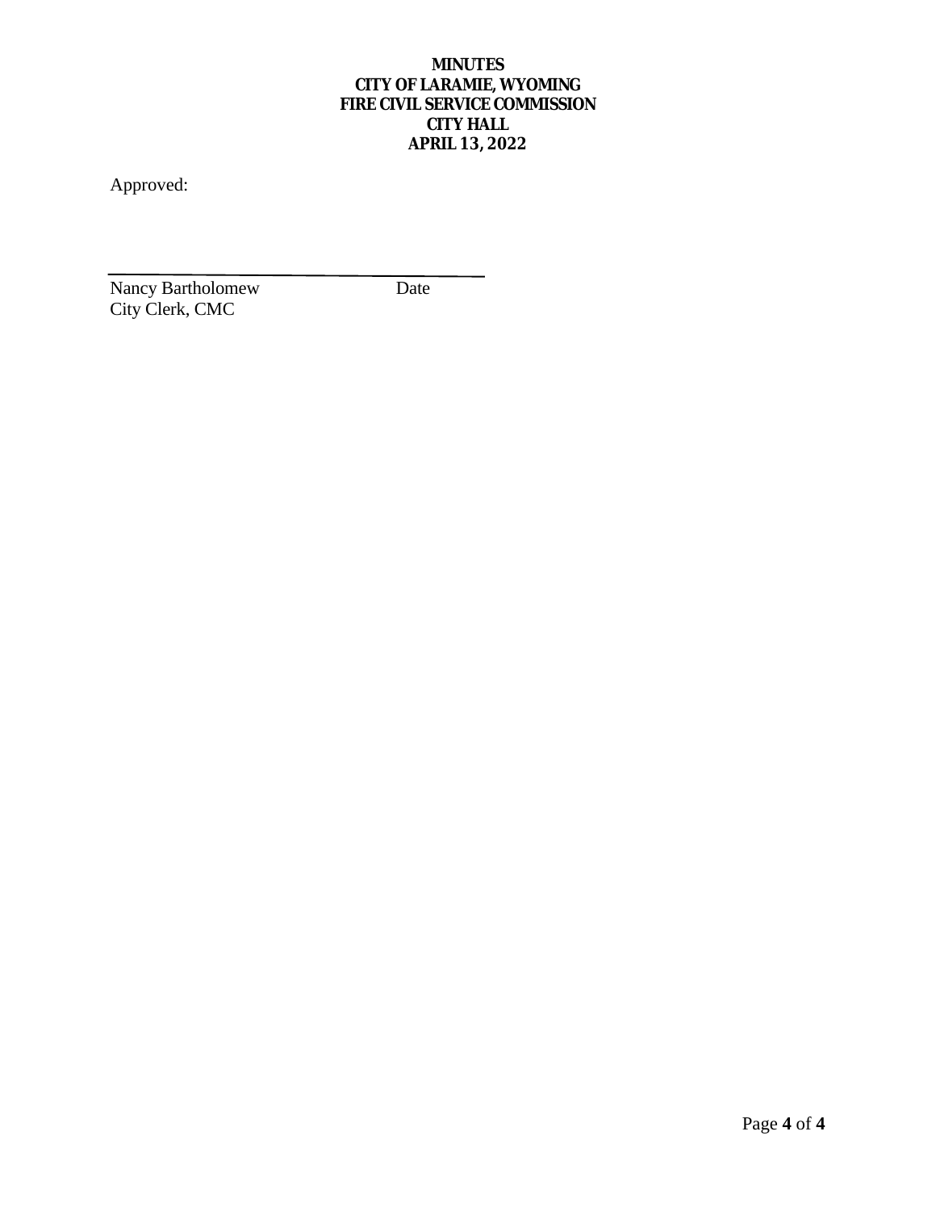**MINUTES**
**CITY OF LARAMIE, WYOMING**
**FIRE CIVIL SERVICE COMMISSION**
**CITY HALL**
**APRIL 13, 2022**

Approved:

\_\_\_\_\_\_\_\_\_\_\_\_\_\_\_\_\_\_\_\_\_\_\_\_\_\_\_\_\_\_\_\_\_\_\_\_\_\_\_\_

Nancy Bartholomew Date
City Clerk, CMC